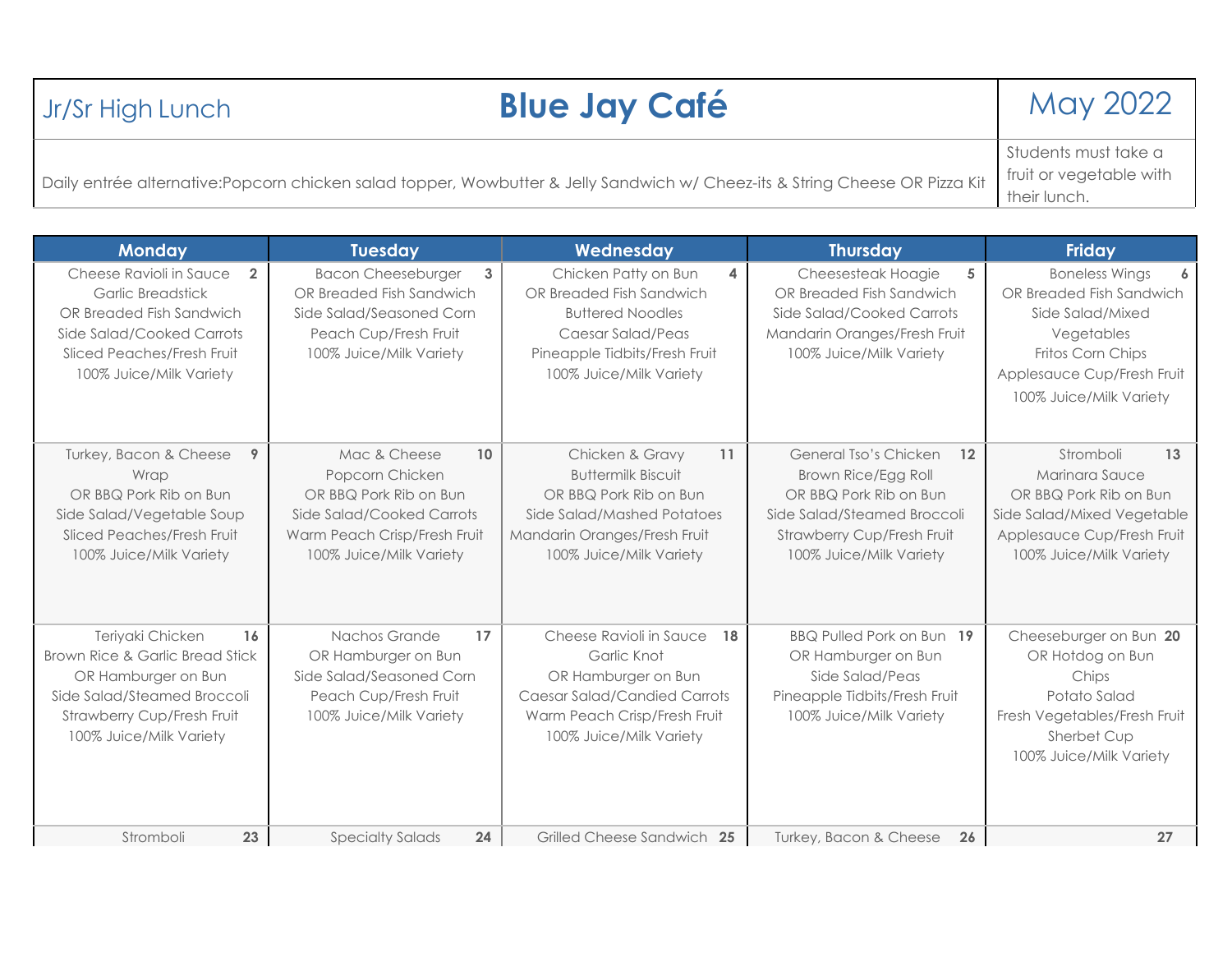| Jr/Sr High Lunch | **Blue Jay Café** | May 2022 |
|---|---|---|
| Daily entrée alternative:Popcorn chicken salad topper, Wowbutter & Jelly Sandwich w/ Cheez-its & String Cheese OR Pizza Kit | | Students must take a fruit or vegetable with their lunch. |

| Monday | Tuesday | Wednesday | Thursday | Friday |
|---|---|---|---|---|
| **2** Cheese Ravioli in Sauce<br>Garlic Breadstick<br>OR Breaded Fish Sandwich<br>Side Salad/Cooked Carrots<br>Sliced Peaches/Fresh Fruit<br>100% Juice/Milk Variety | **3** Bacon Cheeseburger<br>OR Breaded Fish Sandwich<br>Side Salad/Seasoned Corn<br>Peach Cup/Fresh Fruit<br>100% Juice/Milk Variety | **4** Chicken Patty on Bun<br>OR Breaded Fish Sandwich<br>Buttered Noodles<br>Caesar Salad/Peas<br>Pineapple Tidbits/Fresh Fruit<br>100% Juice/Milk Variety | **5** Cheesesteak Hoagie<br>OR Breaded Fish Sandwich<br>Side Salad/Cooked Carrots<br>Mandarin Oranges/Fresh Fruit<br>100% Juice/Milk Variety | **6** Boneless Wings<br>OR Breaded Fish Sandwich<br>Side Salad/Mixed Vegetables<br>Fritos Corn Chips<br>Applesauce Cup/Fresh Fruit<br>100% Juice/Milk Variety |
| **9** Turkey, Bacon & Cheese Wrap<br>OR BBQ Pork Rib on Bun<br>Side Salad/Vegetable Soup<br>Sliced Peaches/Fresh Fruit<br>100% Juice/Milk Variety | **10** Mac & Cheese<br>Popcorn Chicken<br>OR BBQ Pork Rib on Bun<br>Side Salad/Cooked Carrots<br>Warm Peach Crisp/Fresh Fruit<br>100% Juice/Milk Variety | **11** Chicken & Gravy<br>Buttermilk Biscuit<br>OR BBQ Pork Rib on Bun<br>Side Salad/Mashed Potatoes<br>Mandarin Oranges/Fresh Fruit<br>100% Juice/Milk Variety | **12** General Tso's Chicken<br>Brown Rice/Egg Roll<br>OR BBQ Pork Rib on Bun<br>Side Salad/Steamed Broccoli<br>Strawberry Cup/Fresh Fruit<br>100% Juice/Milk Variety | **13** Stromboli<br>Marinara Sauce<br>OR BBQ Pork Rib on Bun<br>Side Salad/Mixed Vegetable<br>Applesauce Cup/Fresh Fruit<br>100% Juice/Milk Variety |
| **16** Teriyaki Chicken<br>Brown Rice & Garlic Bread Stick<br>OR Hamburger on Bun<br>Side Salad/Steamed Broccoli<br>Strawberry Cup/Fresh Fruit<br>100% Juice/Milk Variety | **17** Nachos Grande<br>OR Hamburger on Bun<br>Side Salad/Seasoned Corn<br>Peach Cup/Fresh Fruit<br>100% Juice/Milk Variety | **18** Cheese Ravioli in Sauce<br>Garlic Knot<br>OR Hamburger on Bun<br>Caesar Salad/Candied Carrots<br>Warm Peach Crisp/Fresh Fruit<br>100% Juice/Milk Variety | **19** BBQ Pulled Pork on Bun<br>OR Hamburger on Bun<br>Side Salad/Peas<br>Pineapple Tidbits/Fresh Fruit<br>100% Juice/Milk Variety | **20** Cheeseburger on Bun<br>OR Hotdog on Bun<br>Chips<br>Potato Salad<br>Fresh Vegetables/Fresh Fruit<br>Sherbet Cup<br>100% Juice/Milk Variety |
| **23** Stromboli | **24** Specialty Salads | **25** Grilled Cheese Sandwich | **26** Turkey, Bacon & Cheese | **27** |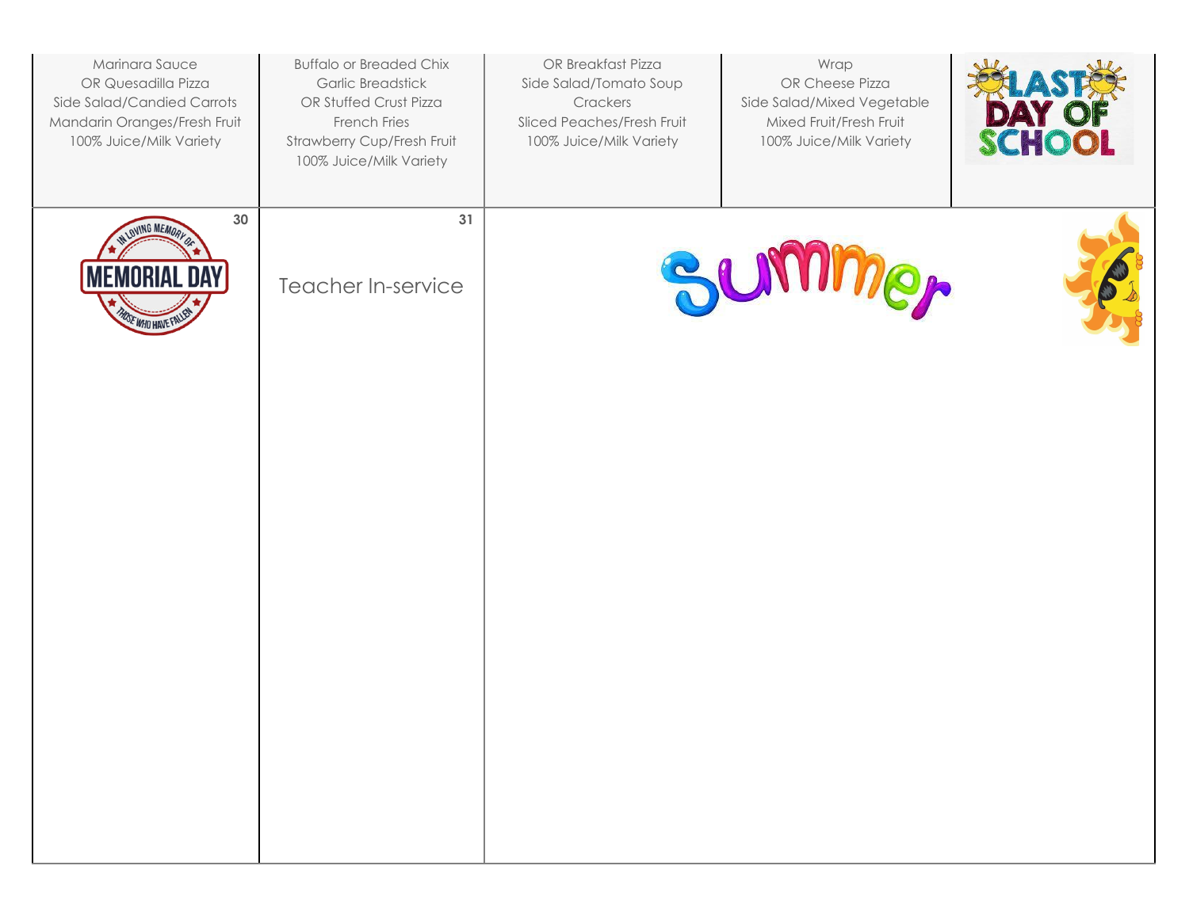| | | | | |
|---|---|---|---|---|
| Marinara Sauce<br>OR Quesadilla Pizza<br>Side Salad/Candied Carrots<br>Mandarin Oranges/Fresh Fruit<br>100% Juice/Milk Variety | Buffalo or Breaded Chix<br>Garlic Breadstick<br>OR Stuffed Crust Pizza<br>French Fries<br>Strawberry Cup/Fresh Fruit<br>100% Juice/Milk Variety | OR Breakfast Pizza<br>Side Salad/Tomato Soup<br>Crackers<br>Sliced Peaches/Fresh Fruit<br>100% Juice/Milk Variety | Wrap<br>OR Cheese Pizza<br>Side Salad/Mixed Vegetable<br>Mixed Fruit/Fresh Fruit<br>100% Juice/Milk Variety | LAST DAY OF SCHOOL |
| 30<br>IN LOVING MEMORY OF<br>MEMORIAL DAY<br>THOSE WHO HAVE FALLEN | 31<br>Teacher In-service | Summer | | |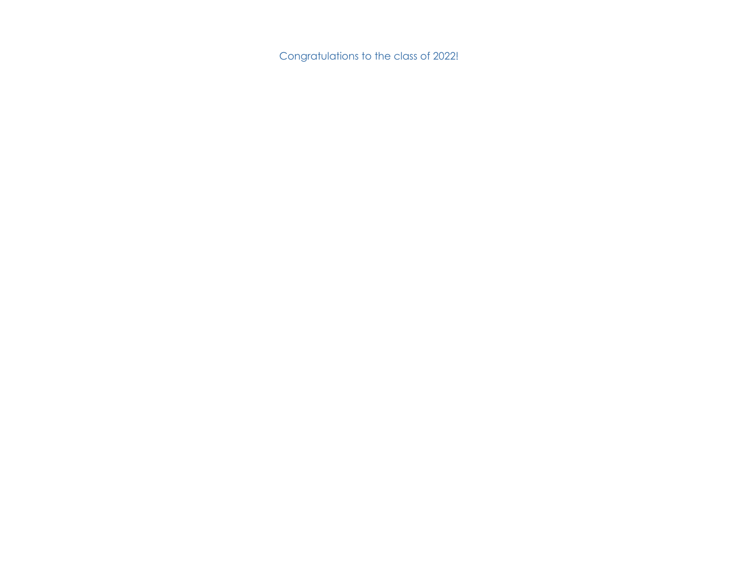Congratulations to the class of 2022!